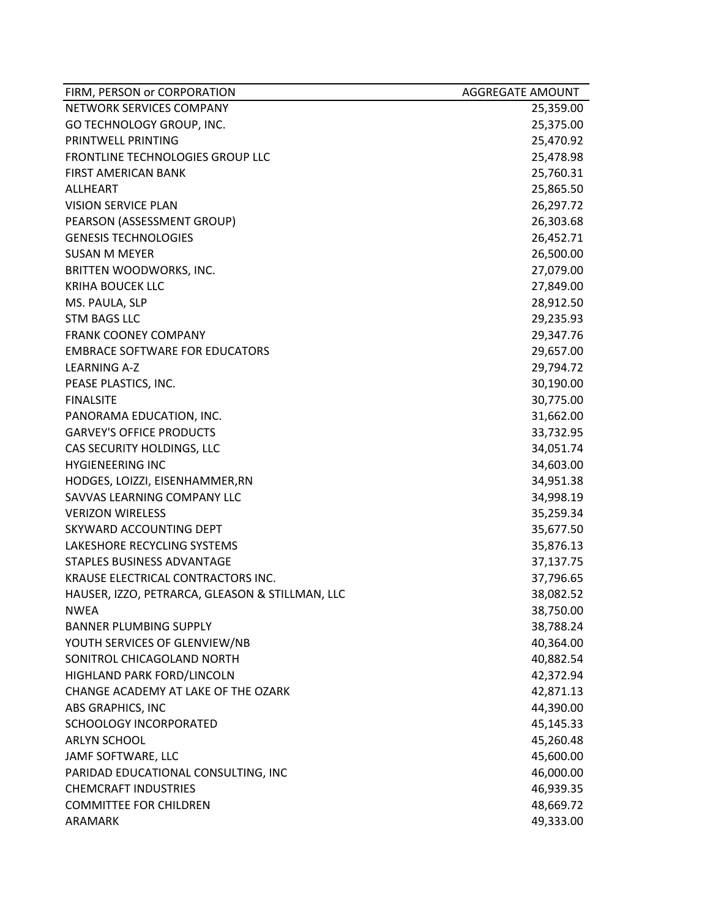| FIRM, PERSON or CORPORATION | AGGREGATE AMOUNT |
|---|---|
| NETWORK SERVICES COMPANY | 25,359.00 |
| GO TECHNOLOGY GROUP, INC. | 25,375.00 |
| PRINTWELL PRINTING | 25,470.92 |
| FRONTLINE TECHNOLOGIES GROUP LLC | 25,478.98 |
| FIRST AMERICAN BANK | 25,760.31 |
| ALLHEART | 25,865.50 |
| VISION SERVICE PLAN | 26,297.72 |
| PEARSON (ASSESSMENT GROUP) | 26,303.68 |
| GENESIS TECHNOLOGIES | 26,452.71 |
| SUSAN M MEYER | 26,500.00 |
| BRITTEN WOODWORKS, INC. | 27,079.00 |
| KRIHA BOUCEK LLC | 27,849.00 |
| MS. PAULA, SLP | 28,912.50 |
| STM BAGS LLC | 29,235.93 |
| FRANK COONEY COMPANY | 29,347.76 |
| EMBRACE SOFTWARE FOR EDUCATORS | 29,657.00 |
| LEARNING A-Z | 29,794.72 |
| PEASE PLASTICS, INC. | 30,190.00 |
| FINALSITE | 30,775.00 |
| PANORAMA EDUCATION, INC. | 31,662.00 |
| GARVEY'S OFFICE PRODUCTS | 33,732.95 |
| CAS SECURITY HOLDINGS, LLC | 34,051.74 |
| HYGIENEERING INC | 34,603.00 |
| HODGES, LOIZZI, EISENHAMMER,RN | 34,951.38 |
| SAVVAS LEARNING COMPANY LLC | 34,998.19 |
| VERIZON WIRELESS | 35,259.34 |
| SKYWARD ACCOUNTING DEPT | 35,677.50 |
| LAKESHORE RECYCLING SYSTEMS | 35,876.13 |
| STAPLES BUSINESS ADVANTAGE | 37,137.75 |
| KRAUSE ELECTRICAL CONTRACTORS INC. | 37,796.65 |
| HAUSER, IZZO, PETRARCA, GLEASON & STILLMAN, LLC | 38,082.52 |
| NWEA | 38,750.00 |
| BANNER PLUMBING SUPPLY | 38,788.24 |
| YOUTH SERVICES OF GLENVIEW/NB | 40,364.00 |
| SONITROL CHICAGOLAND NORTH | 40,882.54 |
| HIGHLAND PARK FORD/LINCOLN | 42,372.94 |
| CHANGE ACADEMY AT LAKE OF THE OZARK | 42,871.13 |
| ABS GRAPHICS, INC | 44,390.00 |
| SCHOOLOGY INCORPORATED | 45,145.33 |
| ARLYN SCHOOL | 45,260.48 |
| JAMF SOFTWARE, LLC | 45,600.00 |
| PARIDAD EDUCATIONAL CONSULTING, INC | 46,000.00 |
| CHEMCRAFT INDUSTRIES | 46,939.35 |
| COMMITTEE FOR CHILDREN | 48,669.72 |
| ARAMARK | 49,333.00 |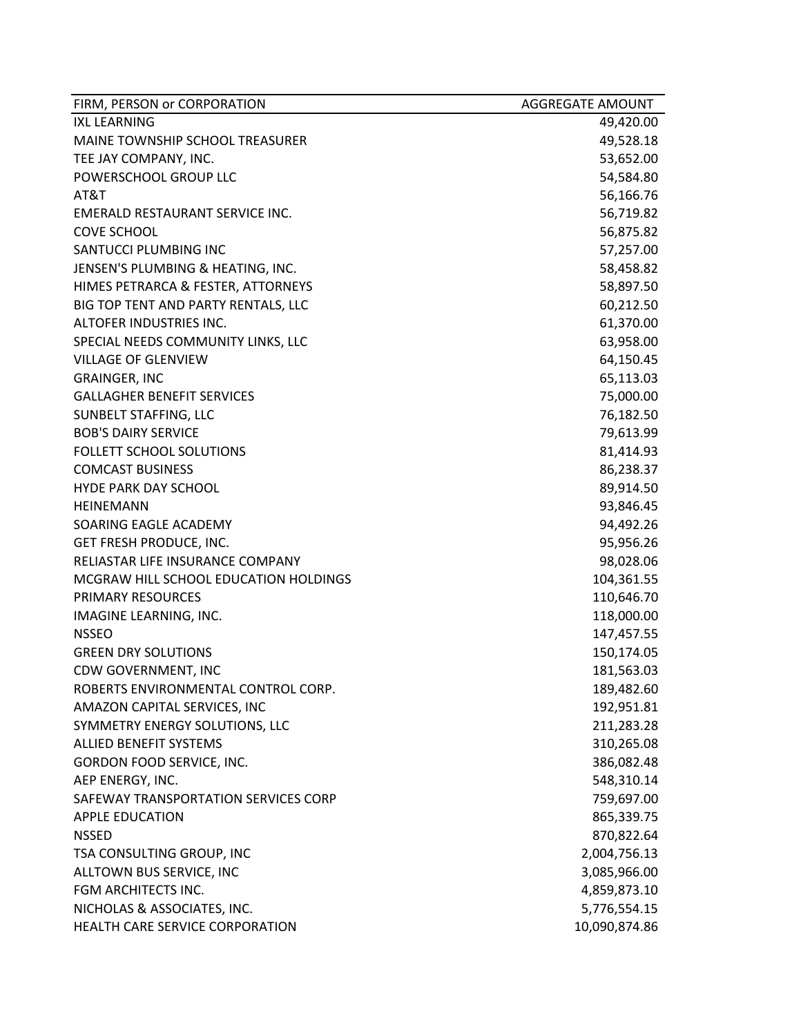| FIRM, PERSON or CORPORATION | AGGREGATE AMOUNT |
| --- | --- |
| IXL LEARNING | 49,420.00 |
| MAINE TOWNSHIP SCHOOL TREASURER | 49,528.18 |
| TEE JAY COMPANY, INC. | 53,652.00 |
| POWERSCHOOL GROUP LLC | 54,584.80 |
| AT&T | 56,166.76 |
| EMERALD RESTAURANT SERVICE INC. | 56,719.82 |
| COVE SCHOOL | 56,875.82 |
| SANTUCCI PLUMBING INC | 57,257.00 |
| JENSEN'S PLUMBING & HEATING, INC. | 58,458.82 |
| HIMES PETRARCA & FESTER, ATTORNEYS | 58,897.50 |
| BIG TOP TENT AND PARTY RENTALS, LLC | 60,212.50 |
| ALTOFER INDUSTRIES INC. | 61,370.00 |
| SPECIAL NEEDS COMMUNITY LINKS, LLC | 63,958.00 |
| VILLAGE OF GLENVIEW | 64,150.45 |
| GRAINGER, INC | 65,113.03 |
| GALLAGHER BENEFIT SERVICES | 75,000.00 |
| SUNBELT STAFFING, LLC | 76,182.50 |
| BOB'S DAIRY SERVICE | 79,613.99 |
| FOLLETT SCHOOL SOLUTIONS | 81,414.93 |
| COMCAST BUSINESS | 86,238.37 |
| HYDE PARK DAY SCHOOL | 89,914.50 |
| HEINEMANN | 93,846.45 |
| SOARING EAGLE ACADEMY | 94,492.26 |
| GET FRESH PRODUCE, INC. | 95,956.26 |
| RELIASTAR LIFE INSURANCE COMPANY | 98,028.06 |
| MCGRAW HILL SCHOOL EDUCATION HOLDINGS | 104,361.55 |
| PRIMARY RESOURCES | 110,646.70 |
| IMAGINE LEARNING, INC. | 118,000.00 |
| NSSEO | 147,457.55 |
| GREEN DRY SOLUTIONS | 150,174.05 |
| CDW GOVERNMENT, INC | 181,563.03 |
| ROBERTS ENVIRONMENTAL CONTROL CORP. | 189,482.60 |
| AMAZON CAPITAL SERVICES, INC | 192,951.81 |
| SYMMETRY ENERGY SOLUTIONS, LLC | 211,283.28 |
| ALLIED BENEFIT SYSTEMS | 310,265.08 |
| GORDON FOOD SERVICE, INC. | 386,082.48 |
| AEP ENERGY, INC. | 548,310.14 |
| SAFEWAY TRANSPORTATION SERVICES CORP | 759,697.00 |
| APPLE EDUCATION | 865,339.75 |
| NSSED | 870,822.64 |
| TSA CONSULTING GROUP, INC | 2,004,756.13 |
| ALLTOWN BUS SERVICE, INC | 3,085,966.00 |
| FGM ARCHITECTS INC. | 4,859,873.10 |
| NICHOLAS & ASSOCIATES, INC. | 5,776,554.15 |
| HEALTH CARE SERVICE CORPORATION | 10,090,874.86 |